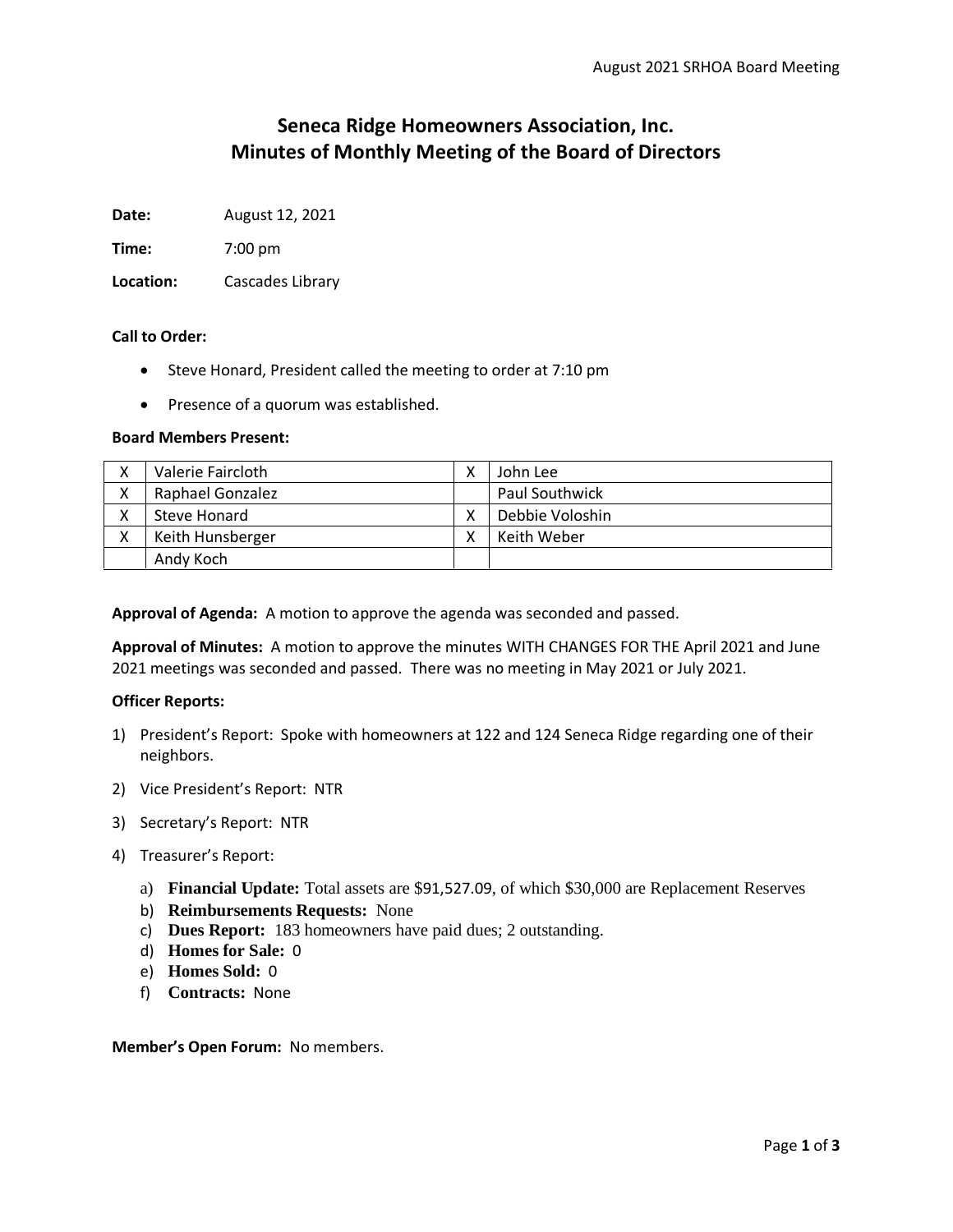# Seneca Ridge Homeowners Association, Inc.
# Minutes of Monthly Meeting of the Board of Directors

**Date:** August 12, 2021

**Time:** 7:00 pm

**Location:** Cascades Library

**Call to Order:**

- Steve Honard, President called the meeting to order at 7:10 pm
- Presence of a quorum was established.

**Board Members Present:**

| | | | |
|---|---|---|---|
| X | Valerie Faircloth | X | John Lee |
| X | Raphael Gonzalez | | Paul Southwick |
| X | Steve Honard | X | Debbie Voloshin |
| X | Keith Hunsberger | X | Keith Weber |
| | Andy Koch | | |

**Approval of Agenda:** A motion to approve the agenda was seconded and passed.

**Approval of Minutes:** A motion to approve the minutes WITH CHANGES FOR THE April 2021 and June 2021 meetings was seconded and passed. There was no meeting in May 2021 or July 2021.

**Officer Reports:**

1) President's Report: Spoke with homeowners at 122 and 124 Seneca Ridge regarding one of their neighbors.
2) Vice President's Report: NTR
3) Secretary's Report: NTR
4) Treasurer's Report:
   a) **Financial Update:** Total assets are $91,527.09, of which $30,000 are Replacement Reserves
   b) **Reimbursements Requests:** None
   c) **Dues Report:** 183 homeowners have paid dues; 2 outstanding.
   d) **Homes for Sale:** 0
   e) **Homes Sold:** 0
   f) **Contracts:** None

**Member's Open Forum:** No members.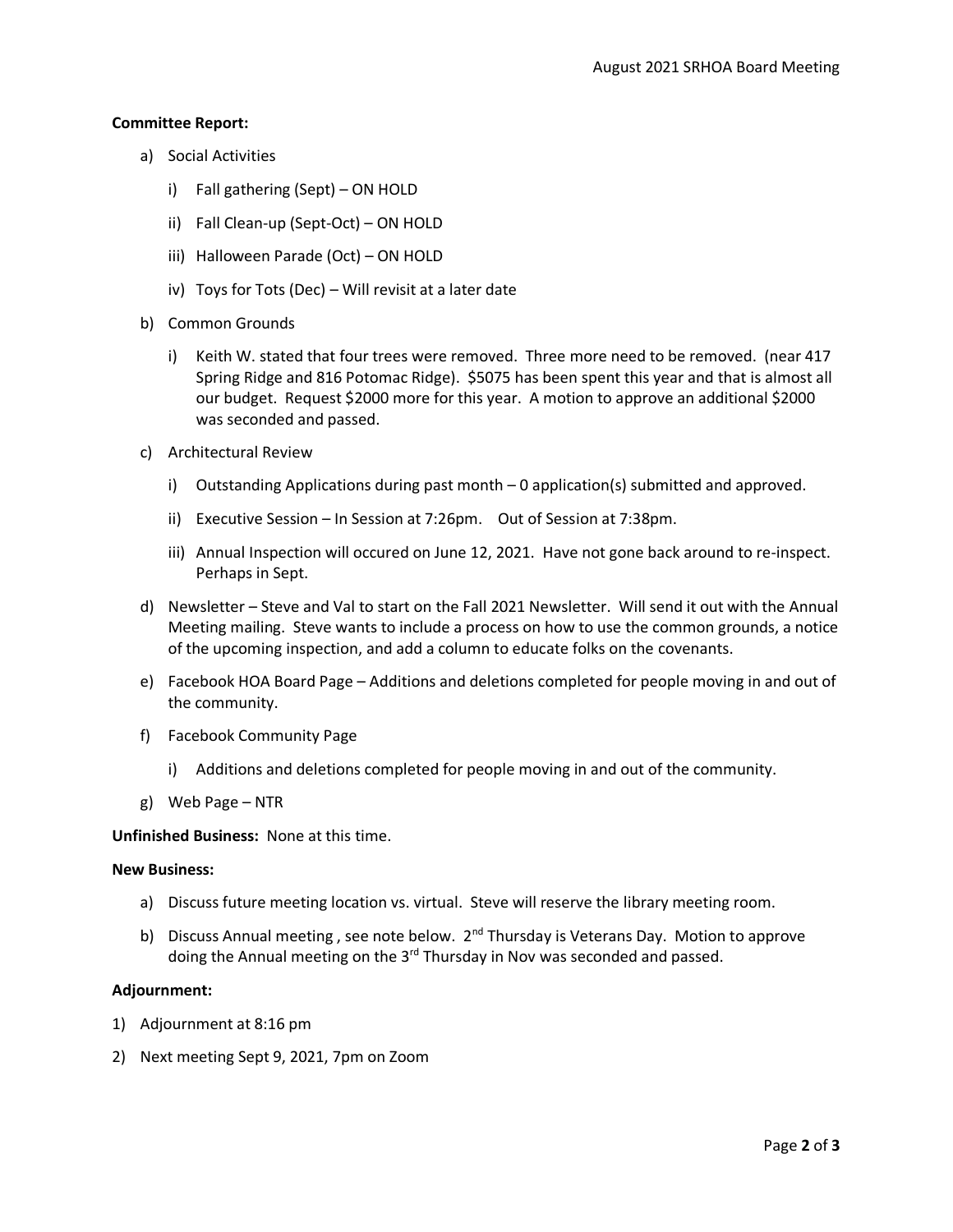**Committee Report:**

a) Social Activities

   i) Fall gathering (Sept) – ON HOLD

   ii) Fall Clean-up (Sept-Oct) – ON HOLD

   iii) Halloween Parade (Oct) – ON HOLD

   iv) Toys for Tots (Dec) – Will revisit at a later date

b) Common Grounds

   i) Keith W. stated that four trees were removed. Three more need to be removed. (near 417 Spring Ridge and 816 Potomac Ridge). $5075 has been spent this year and that is almost all our budget. Request $2000 more for this year. A motion to approve an additional $2000 was seconded and passed.

c) Architectural Review

   i) Outstanding Applications during past month – 0 application(s) submitted and approved.

   ii) Executive Session – In Session at 7:26pm. Out of Session at 7:38pm.

   iii) Annual Inspection will occured on June 12, 2021. Have not gone back around to re-inspect. Perhaps in Sept.

d) Newsletter – Steve and Val to start on the Fall 2021 Newsletter. Will send it out with the Annual Meeting mailing. Steve wants to include a process on how to use the common grounds, a notice of the upcoming inspection, and add a column to educate folks on the covenants.

e) Facebook HOA Board Page – Additions and deletions completed for people moving in and out of the community.

f) Facebook Community Page

   i) Additions and deletions completed for people moving in and out of the community.

g) Web Page – NTR

**Unfinished Business:** None at this time.

**New Business:**

a) Discuss future meeting location vs. virtual. Steve will reserve the library meeting room.

b) Discuss Annual meeting , see note below. 2nd Thursday is Veterans Day. Motion to approve doing the Annual meeting on the 3rd Thursday in Nov was seconded and passed.

**Adjournment:**

1) Adjournment at 8:16 pm

2) Next meeting Sept 9, 2021, 7pm on Zoom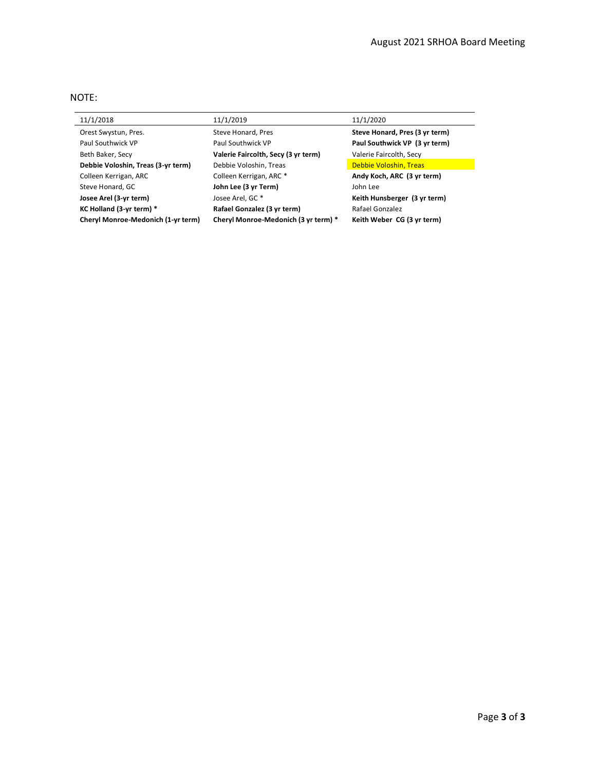NOTE:

| 11/1/2018 | 11/1/2019 | 11/1/2020 |
|---|---|---|
| Orest Swystun, Pres. | Steve Honard, Pres | **Steve Honard, Pres (3 yr term)** |
| Paul Southwick VP | Paul Southwick VP | **Paul Southwick VP (3 yr term)** |
| Beth Baker, Secy | **Valerie Faircolth, Secy (3 yr term)** | Valerie Faircolth, Secy |
| **Debbie Voloshin, Treas (3-yr term)** | Debbie Voloshin, Treas | Debbie Voloshin, Treas |
| Colleen Kerrigan, ARC | Colleen Kerrigan, ARC * | **Andy Koch, ARC (3 yr term)** |
| Steve Honard, GC | **John Lee (3 yr Term)** | John Lee |
| **Josee Arel (3-yr term)** | Josee Arel, GC * | **Keith Hunsberger (3 yr term)** |
| **KC Holland (3-yr term) *** | **Rafael Gonzalez (3 yr term)** | Rafael Gonzalez |
| **Cheryl Monroe-Medonich (1-yr term)** | **Cheryl Monroe-Medonich (3 yr term) *** | **Keith Weber CG (3 yr term)** |